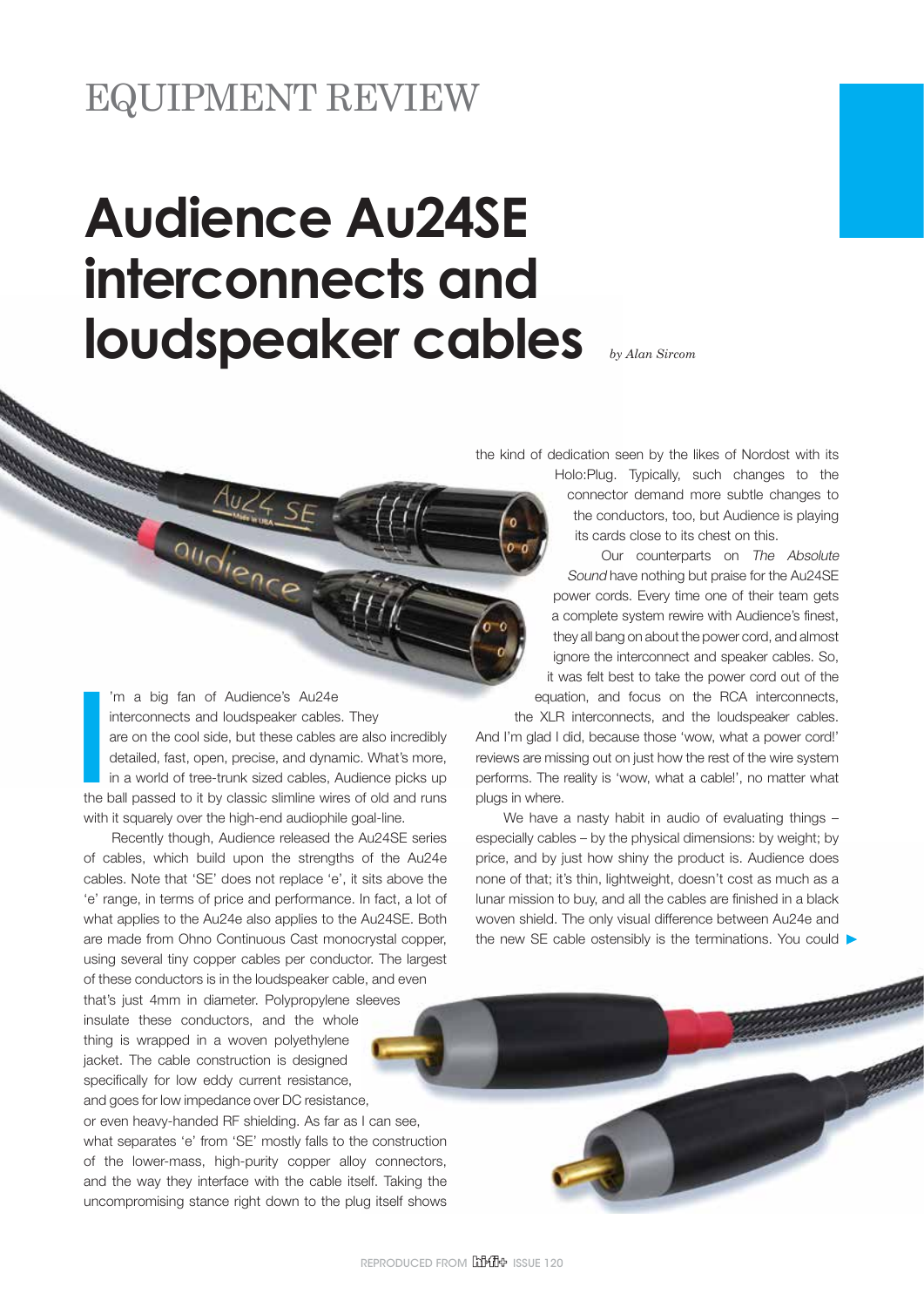EQUIPMENT REVIEW

# Audience Au24SE interconnects and loudspeaker cables

*by Alan Sircom*

I'm a big fan of Audience's Au24e interconnects and loudspeaker cables. They are on the cool side, but these cables are also incredibly detailed, fast, open, precise, and dynamic. What's more, in a world of tree-trunk sized cables, Audience picks up the ball passed to it by classic slimline wires of old and runs with it squarely over the high-end audiophile goal-line.

Recently though, Audience released the Au24SE series of cables, which build upon the strengths of the Au24e cables. Note that 'SE' does not replace 'e', it sits above the 'e' range, in terms of price and performance. In fact, a lot of what applies to the Au24e also applies to the Au24SE. Both are made from Ohno Continuous Cast monocrystal copper, using several tiny copper cables per conductor. The largest of these conductors is in the loudspeaker cable, and even that's just 4mm in diameter. Polypropylene sleeves insulate these conductors, and the whole thing is wrapped in a woven polyethylene jacket. The cable construction is designed specifically for low eddy current resistance, and goes for low impedance over DC resistance, or even heavy-handed RF shielding. As far as I can see, what separates 'e' from 'SE' mostly falls to the construction of the lower-mass, high-purity copper alloy connectors, and the way they interface with the cable itself. Taking the uncompromising stance right down to the plug itself shows the kind of dedication seen by the likes of Nordost with its Holo:Plug. Typically, such changes to the connector demand more subtle changes to the conductors, too, but Audience is playing its cards close to its chest on this.

Our counterparts on *The Absolute Sound* have nothing but praise for the Au24SE power cords. Every time one of their team gets a complete system rewire with Audience's finest, they all bang on about the power cord, and almost ignore the interconnect and speaker cables. So, it was felt best to take the power cord out of the equation, and focus on the RCA interconnects, the XLR interconnects, and the loudspeaker cables. And I'm glad I did, because those 'wow, what a power cord!' reviews are missing out on just how the rest of the wire system performs. The reality is 'wow, what a cable!', no matter what plugs in where.

We have a nasty habit in audio of evaluating things – especially cables – by the physical dimensions: by weight; by price, and by just how shiny the product is. Audience does none of that; it's thin, lightweight, doesn't cost as much as a lunar mission to buy, and all the cables are finished in a black woven shield. The only visual difference between Au24e and the new SE cable ostensibly is the terminations. You could ▶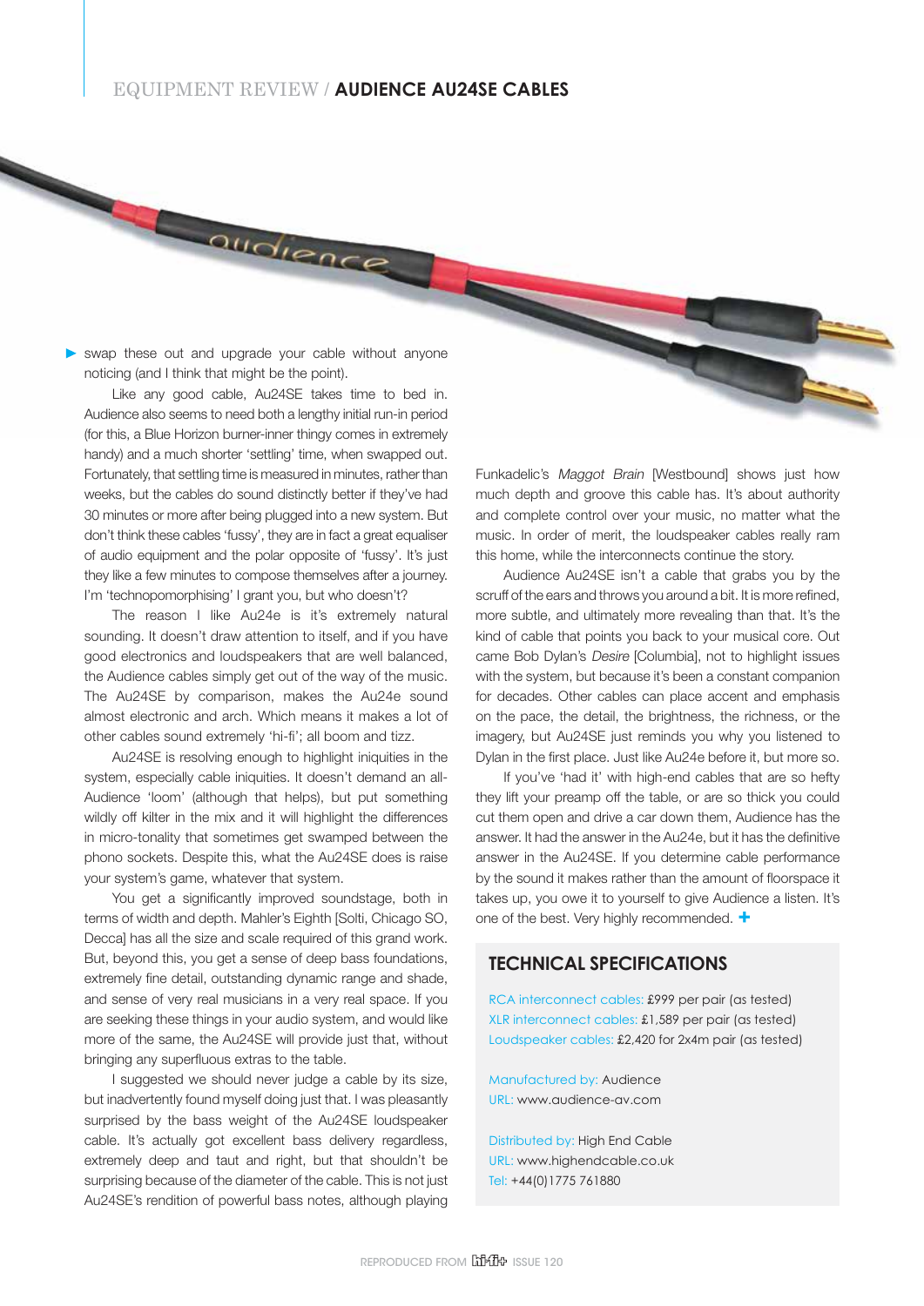swap these out and upgrade your cable without anyone noticing (and I think that might be the point).

Like any good cable, Au24SE takes time to bed in. Audience also seems to need both a lengthy initial run-in period (for this, a Blue Horizon burner-inner thingy comes in extremely handy) and a much shorter 'settling' time, when swapped out. Fortunately, that settling time is measured in minutes, rather than weeks, but the cables do sound distinctly better if they've had 30 minutes or more after being plugged into a new system. But don't think these cables 'fussy', they are in fact a great equaliser of audio equipment and the polar opposite of 'fussy'. It's just they like a few minutes to compose themselves after a journey. I'm 'technopomorphising' I grant you, but who doesn't?

The reason I like Au24e is it's extremely natural sounding. It doesn't draw attention to itself, and if you have good electronics and loudspeakers that are well balanced, the Audience cables simply get out of the way of the music. The Au24SE by comparison, makes the Au24e sound almost electronic and arch. Which means it makes a lot of other cables sound extremely 'hi-fi'; all boom and tizz.

Au24SE is resolving enough to highlight iniquities in the system, especially cable iniquities. It doesn't demand an all-Audience 'loom' (although that helps), but put something wildly off kilter in the mix and it will highlight the differences in micro-tonality that sometimes get swamped between the phono sockets. Despite this, what the Au24SE does is raise your system's game, whatever that system.

You get a significantly improved soundstage, both in terms of width and depth. Mahler's Eighth [Solti, Chicago SO, Decca] has all the size and scale required of this grand work. But, beyond this, you get a sense of deep bass foundations, extremely fine detail, outstanding dynamic range and shade, and sense of very real musicians in a very real space. If you are seeking these things in your audio system, and would like more of the same, the Au24SE will provide just that, without bringing any superfluous extras to the table.

I suggested we should never judge a cable by its size, but inadvertently found myself doing just that. I was pleasantly surprised by the bass weight of the Au24SE loudspeaker cable. It's actually got excellent bass delivery regardless, extremely deep and taut and right, but that shouldn't be surprising because of the diameter of the cable. This is not just Au24SE's rendition of powerful bass notes, although playing Funkadelic's *Maggot Brain* [Westbound] shows just how much depth and groove this cable has. It's about authority and complete control over your music, no matter what the music. In order of merit, the loudspeaker cables really ram this home, while the interconnects continue the story.

Audience Au24SE isn't a cable that grabs you by the scruff of the ears and throws you around a bit. It is more refined, more subtle, and ultimately more revealing than that. It's the kind of cable that points you back to your musical core. Out came Bob Dylan's *Desire* [Columbia], not to highlight issues with the system, but because it's been a constant companion for decades. Other cables can place accent and emphasis on the pace, the detail, the brightness, the richness, or the imagery, but Au24SE just reminds you why you listened to Dylan in the first place. Just like Au24e before it, but more so.

If you've 'had it' with high-end cables that are so hefty they lift your preamp off the table, or are so thick you could cut them open and drive a car down them, Audience has the answer. It had the answer in the Au24e, but it has the definitive answer in the Au24SE. If you determine cable performance by the sound it makes rather than the amount of floorspace it takes up, you owe it to yourself to give Audience a listen. It's one of the best. Very highly recommended. +

## TECHNICAL SPECIFICATIONS

RCA interconnect cables: £999 per pair (as tested)
XLR interconnect cables: £1,589 per pair (as tested)
Loudspeaker cables: £2,420 for 2x4m pair (as tested)

Manufactured by: Audience
URL: www.audience-av.com

Distributed by: High End Cable
URL: www.highendcable.co.uk
Tel: +44(0)1775 761880